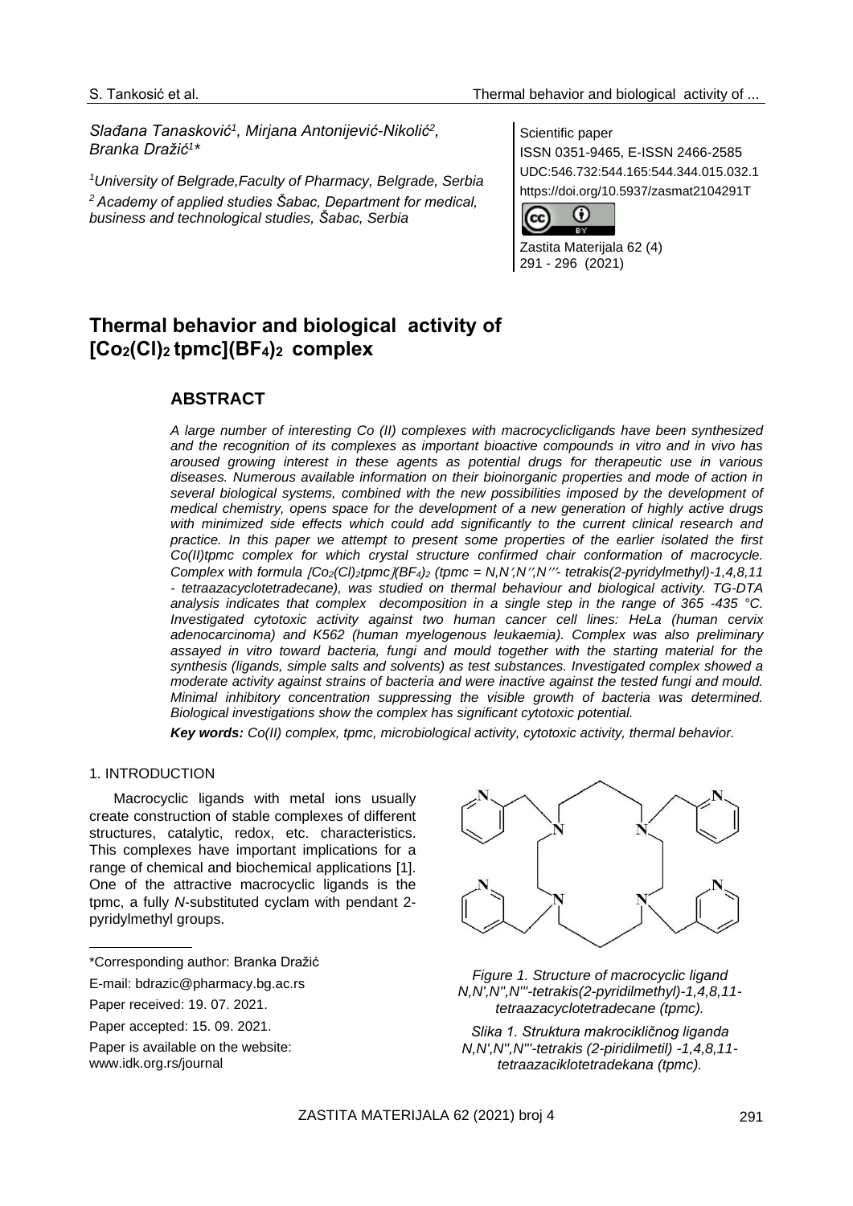Slađana Tanasković[1], Mirjana Antonijević-Nikolić[2], Branka Dražić[1]*

[1]University of Belgrade,Faculty of Pharmacy, Belgrade, Serbia
[2] Academy of applied studies Šabac, Department for medical, business and technological studies, Šabac, Serbia

Scientific paper
ISSN 0351-9465, E-ISSN 2466-2585
UDC:546.732:544.165:544.344.015.032.1
https://doi.org/10.5937/zasmat2104291T

Zastita Materijala 62 (4)
291 - 296 (2021)

# Thermal behavior and biological activity of $[Co_2(Cl)_2\,tpmc](BF_4)_2$ complex

## ABSTRACT

*A large number of interesting Co (II) complexes with macrocyclicligands have been synthesized and the recognition of its complexes as important bioactive compounds in vitro and in vivo has aroused growing interest in these agents as potential drugs for therapeutic use in various diseases. Numerous available information on their bioinorganic properties and mode of action in several biological systems, combined with the new possibilities imposed by the development of medical chemistry, opens space for the development of a new generation of highly active drugs with minimized side effects which could add significantly to the current clinical research and practice. In this paper we attempt to present some properties of the earlier isolated the first Co(II)tpmc complex for which crystal structure confirmed chair conformation of macrocycle. Complex with formula $[Co_2(Cl)_2tpmc](BF_4)_2$ (tpmc = N,N′,N′′,N′′′- tetrakis(2-pyridylmethyl)-1,4,8,11 - tetraazacyclotetradecane), was studied on thermal behaviour and biological activity. TG-DTA analysis indicates that complex decomposition in a single step in the range of 365 -435 °C. Investigated cytotoxic activity against two human cancer cell lines: HeLa (human cervix adenocarcinoma) and K562 (human myelogenous leukaemia). Complex was also preliminary assayed in vitro toward bacteria, fungi and mould together with the starting material for the synthesis (ligands, simple salts and solvents) as test substances. Investigated complex showed a moderate activity against strains of bacteria and were inactive against the tested fungi and mould. Minimal inhibitory concentration suppressing the visible growth of bacteria was determined. Biological investigations show the complex has significant cytotoxic potential.*

***Key words:** Co(II) complex, tpmc, microbiological activity, cytotoxic activity, thermal behavior.*

## 1. INTRODUCTION

Macrocyclic ligands with metal ions usually create construction of stable complexes of different structures, catalytic, redox, etc. characteristics. This complexes have important implications for a range of chemical and biochemical applications [1]. One of the attractive macrocyclic ligands is the tpmc, a fully *N*-substituted cyclam with pendant 2-pyridylmethyl groups.

*Figure 1. Structure of macrocyclic ligand N,N',N'',N'''-tetrakis(2-pyridilmethyl)-1,4,8,11-tetraazacyclotetradecane (tpmc).*

*Slika 1. Struktura makrocikličnog liganda N,N',N'',N'''-tetrakis (2-piridilmetil) -1,4,8,11-tetraazaciklotetradekana (tpmc).*

*Corresponding author: Branka Dražić

E-mail: bdrazic@pharmacy.bg.ac.rs

Paper received: 19. 07. 2021.

Paper accepted: 15. 09. 2021.

Paper is available on the website: www.idk.org.rs/journal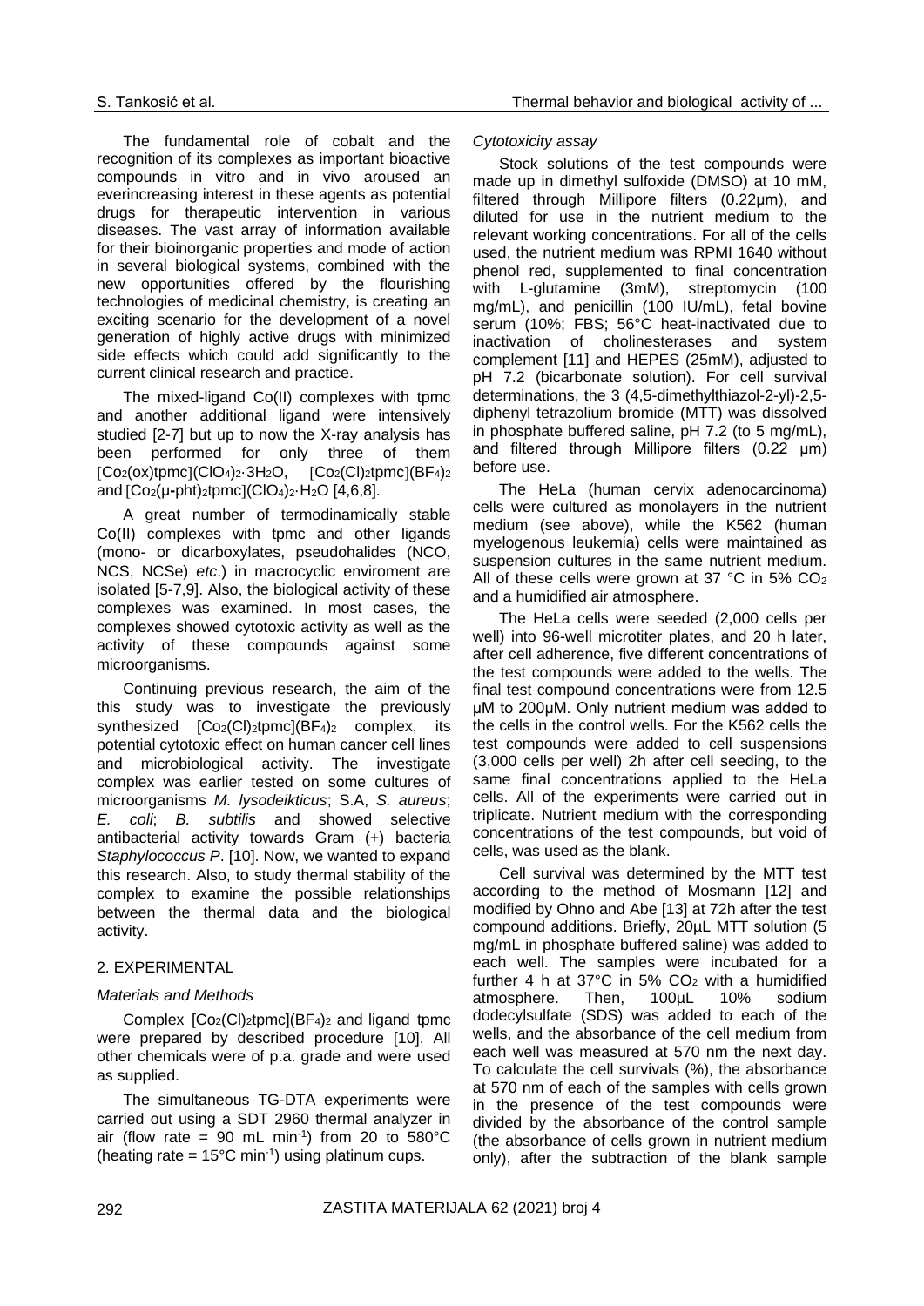The fundamental role of cobalt and the recognition of its complexes as important bioactive compounds in vitro and in vivo aroused an everincreasing interest in these agents as potential drugs for therapeutic intervention in various diseases. The vast array of information available for their bioinorganic properties and mode of action in several biological systems, combined with the new opportunities offered by the flourishing technologies of medicinal chemistry, is creating an exciting scenario for the development of a novel generation of highly active drugs with minimized side effects which could add significantly to the current clinical research and practice.

The mixed-ligand Co(II) complexes with tpmc and another additional ligand were intensively studied [2-7] but up to now the X-ray analysis has been performed for only three of them $[Co_2(ox)tpmc](ClO_4)_2\cdot 3H_2O$, $[Co_2(Cl)_2tpmc](BF_4)_2$ and $[Co_2(\mu\text{-pht})_2tpmc](ClO_4)_2\cdot H_2O$ [4,6,8].

A great number of termodinamically stable Co(II) complexes with tpmc and other ligands (mono- or dicarboxylates, pseudohalides (NCO, NCS, NCSe) *etc*.) in macrocyclic enviroment are isolated [5-7,9]. Also, the biological activity of these complexes was examined. In most cases, the complexes showed cytotoxic activity as well as the activity of these compounds against some microorganisms.

Continuing previous research, the aim of the this study was to investigate the previously synthesized $[Co_2(Cl)_2tpmc](BF_4)_2$ complex, its potential cytotoxic effect on human cancer cell lines and microbiological activity. The investigate complex was earlier tested on some cultures of microorganisms *M. lysodeikticus*; S.A, *S. aureus*; *E. coli*; *B. subtilis* and showed selective antibacterial activity towards Gram (+) bacteria *Staphylococcus P*. [10]. Now, we wanted to expand this research. Also, to study thermal stability of the complex to examine the possible relationships between the thermal data and the biological activity.

## 2. EXPERIMENTAL

### *Materials and Methods*

Complex $[Co_2(Cl)_2tpmc](BF_4)_2$ and ligand tpmc were prepared by described procedure [10]. All other chemicals were of p.a. grade and were used as supplied.

The simultaneous TG-DTA experiments were carried out using a SDT 2960 thermal analyzer in air (flow rate = 90 mL $min^{-1}$) from 20 to 580°C (heating rate = 15°C $min^{-1}$) using platinum cups.

### *Cytotoxicity assay*

Stock solutions of the test compounds were made up in dimethyl sulfoxide (DMSO) at 10 mM, filtered through Millipore filters (0.22μm), and diluted for use in the nutrient medium to the relevant working concentrations. For all of the cells used, the nutrient medium was RPMI 1640 without phenol red, supplemented to final concentration with L-glutamine (3mM), streptomycin (100 mg/mL), and penicillin (100 IU/mL), fetal bovine serum (10%; FBS; 56°C heat-inactivated due to inactivation of cholinesterases and system complement [11] and HEPES (25mM), adjusted to pH 7.2 (bicarbonate solution). For cell survival determinations, the 3 (4,5-dimethylthiazol-2-yl)-2,5-diphenyl tetrazolium bromide (MTT) was dissolved in phosphate buffered saline, pH 7.2 (to 5 mg/mL), and filtered through Millipore filters (0.22 μm) before use.

The HeLa (human cervix adenocarcinoma) cells were cultured as monolayers in the nutrient medium (see above), while the K562 (human myelogenous leukemia) cells were maintained as suspension cultures in the same nutrient medium. All of these cells were grown at 37 °C in 5% $CO_2$ and a humidified air atmosphere.

The HeLa cells were seeded (2,000 cells per well) into 96-well microtiter plates, and 20 h later, after cell adherence, five different concentrations of the test compounds were added to the wells. The final test compound concentrations were from 12.5 μM to 200μM. Only nutrient medium was added to the cells in the control wells. For the K562 cells the test compounds were added to cell suspensions (3,000 cells per well) 2h after cell seeding, to the same final concentrations applied to the HeLa cells. All of the experiments were carried out in triplicate. Nutrient medium with the corresponding concentrations of the test compounds, but void of cells, was used as the blank.

Cell survival was determined by the MTT test according to the method of Mosmann [12] and modified by Ohno and Abe [13] at 72h after the test compound additions. Briefly, 20μL MTT solution (5 mg/mL in phosphate buffered saline) was added to each well. The samples were incubated for a further 4 h at 37°C in 5% $CO_2$ with a humidified atmosphere. Then, 100μL 10% sodium dodecylsulfate (SDS) was added to each of the wells, and the absorbance of the cell medium from each well was measured at 570 nm the next day. To calculate the cell survivals (%), the absorbance at 570 nm of each of the samples with cells grown in the presence of the test compounds were divided by the absorbance of the control sample (the absorbance of cells grown in nutrient medium only), after the subtraction of the blank sample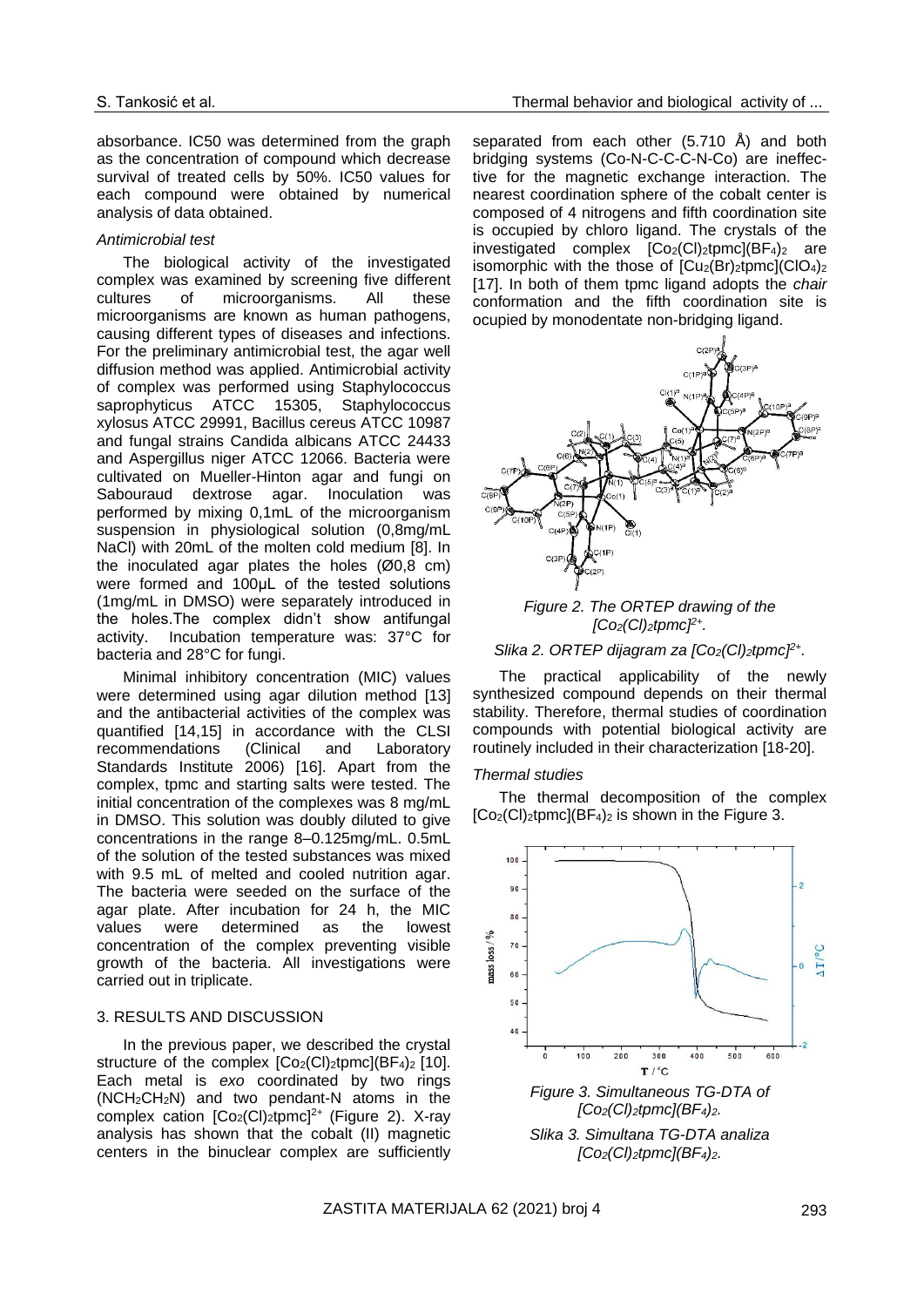absorbance. IC50 was determined from the graph as the concentration of compound which decrease survival of treated cells by 50%. IC50 values for each compound were obtained by numerical analysis of data obtained.

*Antimicrobial test*

The biological activity of the investigated complex was examined by screening five different cultures of microorganisms. All these microorganisms are known as human pathogens, causing different types of diseases and infections. For the preliminary antimicrobial test, the agar well diffusion method was applied. Antimicrobial activity of complex was performed using Staphylococcus saprophyticus ATCC 15305, Staphylococcus xylosus ATCC 29991, Bacillus cereus ATCC 10987 and fungal strains Candida albicans ATCC 24433 and Aspergillus niger ATCC 12066. Bacteria were cultivated on Mueller-Hinton agar and fungi on Sabouraud dextrose agar. Inoculation was performed by mixing 0,1mL of the microorganism suspension in physiological solution (0,8mg/mL NaCl) with 20mL of the molten cold medium [8]. In the inoculated agar plates the holes (Ø0,8 cm) were formed and 100μL of the tested solutions (1mg/mL in DMSO) were separately introduced in the holes.The complex didn't show antifungal activity. Incubation temperature was: 37°C for bacteria and 28°C for fungi.

Minimal inhibitory concentration (MIC) values were determined using agar dilution method [13] and the antibacterial activities of the complex was quantified [14,15] in accordance with the CLSI recommendations (Clinical and Laboratory Standards Institute 2006) [16]. Apart from the complex, tpmc and starting salts were tested. The initial concentration of the complexes was 8 mg/mL in DMSO. This solution was doubly diluted to give concentrations in the range 8–0.125mg/mL. 0.5mL of the solution of the tested substances was mixed with 9.5 mL of melted and cooled nutrition agar. The bacteria were seeded on the surface of the agar plate. After incubation for 24 h, the MIC values were determined as the lowest concentration of the complex preventing visible growth of the bacteria. All investigations were carried out in triplicate.

## 3. RESULTS AND DISCUSSION

In the previous paper, we described the crystal structure of the complex $[Co_2(Cl)_2tpmc](BF_4)_2$ [10]. Each metal is *exo* coordinated by two rings ($NCH_2CH_2N$) and two pendant-N atoms in the complex cation $[Co_2(Cl)_2tpmc]^{2+}$ (Figure 2). X-ray analysis has shown that the cobalt (II) magnetic centers in the binuclear complex are sufficiently separated from each other (5.710 Å) and both bridging systems (Co-N-C-C-C-N-Co) are ineffective for the magnetic exchange interaction. The nearest coordination sphere of the cobalt center is composed of 4 nitrogens and fifth coordination site is occupied by chloro ligand. The crystals of the investigated complex $[Co_2(Cl)_2tpmc](BF_4)_2$ are isomorphic with the those of $[Cu_2(Br)_2tpmc](ClO_4)_2$ [17]. In both of them tpmc ligand adopts the *chair* conformation and the fifth coordination site is ocupied by monodentate non-bridging ligand.

*Figure 2. The ORTEP drawing of the $[Co_2(Cl)_2tpmc]^{2+}$.*

*Slika 2. ORTEP dijagram za $[Co_2(Cl)_2tpmc]^{2+}$.*

The practical applicability of the newly synthesized compound depends on their thermal stability. Therefore, thermal studies of coordination compounds with potential biological activity are routinely included in their characterization [18-20].

*Thermal studies*

The thermal decomposition of the complex $[Co_2(Cl)_2tpmc](BF_4)_2$ is shown in the Figure 3.

*Figure 3. Simultaneous TG-DTA of $[Co_2(Cl)_2tpmc](BF_4)_2$.*

*Slika 3. Simultana TG-DTA analiza $[Co_2(Cl)_2tpmc](BF_4)_2$.*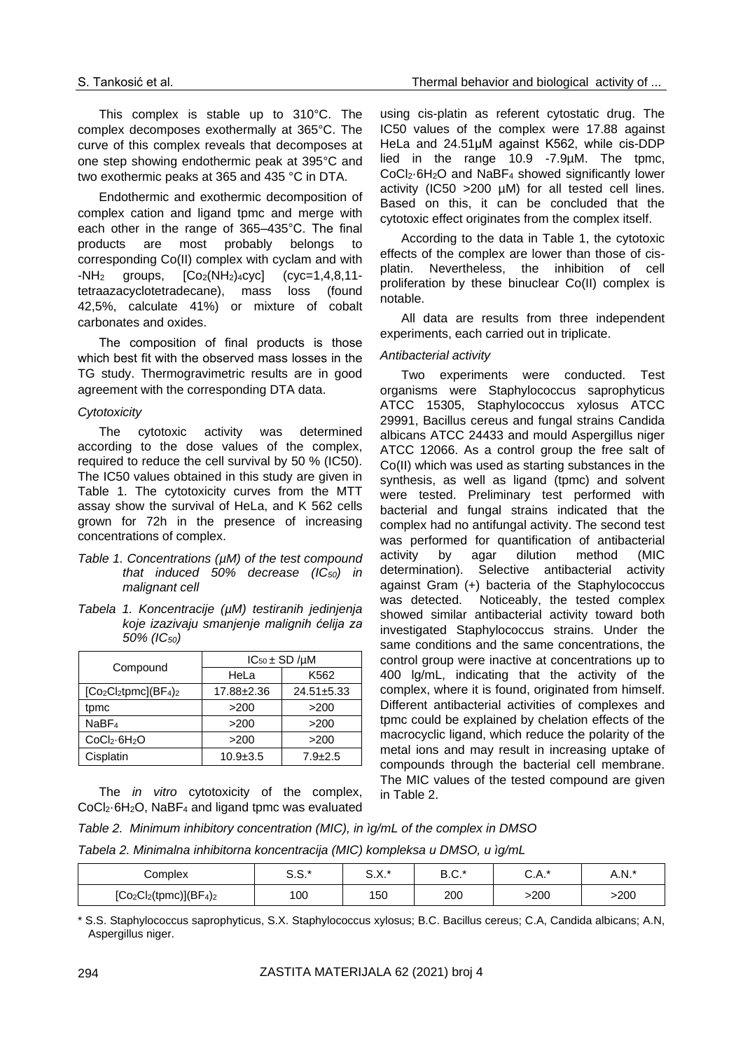This complex is stable up to 310°C. The complex decomposes exothermally at 365°C. The curve of this complex reveals that decomposes at one step showing endothermic peak at 395°C and two exothermic peaks at 365 and 435 °C in DTA.

Endothermic and exothermic decomposition of complex cation and ligand tpmc and merge with each other in the range of 365–435°C. The final products are most probably belongs to corresponding Co(II) complex with cyclam and with $-NH_2$ groups, $[Co_2(NH_2)_4cyc]$ (cyc=1,4,8,11-tetraazacyclotetradecane), mass loss (found 42,5%, calculate 41%) or mixture of cobalt carbonates and oxides.

The composition of final products is those which best fit with the observed mass losses in the TG study. Thermogravimetric results are in good agreement with the corresponding DTA data.

*Cytotoxicity*

The cytotoxic activity was determined according to the dose values of the complex, required to reduce the cell survival by 50 % (IC50). The IC50 values obtained in this study are given in Table 1. The cytotoxicity curves from the MTT assay show the survival of HeLa, and K 562 cells grown for 72h in the presence of increasing concentrations of complex.

*Table 1. Concentrations (μM) of the test compound that induced 50% decrease ($IC_{50}$) in malignant cell*

*Tabela 1. Koncentracije (μM) testiranih jedinjenja koje izazivaju smanjenje malignih ćelija za 50% ($IC_{50}$)*

| Compound | $IC_{50}$ ± SD /μM | |
|---|---|---|
| | HeLa | K562 |
| $[Co_2Cl_2tpmc](BF_4)_2$ | 17.88±2.36 | 24.51±5.33 |
| tpmc | >200 | >200 |
| $NaBF_4$ | >200 | >200 |
| $CoCl_2·6H_2O$ | >200 | >200 |
| Cisplatin | 10.9±3.5 | 7.9±2.5 |

The *in vitro* cytotoxicity of the complex, $CoCl_2·6H_2O$, $NaBF_4$ and ligand tpmc was evaluated using cis-platin as referent cytostatic drug. The IC50 values of the complex were 17.88 against HeLa and 24.51μM against K562, while cis-DDP lied in the range 10.9 -7.9μM. The tpmc, $CoCl_2·6H_2O$ and $NaBF_4$ showed significantly lower activity (IC50 >200 μM) for all tested cell lines. Based on this, it can be concluded that the cytotoxic effect originates from the complex itself.

According to the data in Table 1, the cytotoxic effects of the complex are lower than those of cis-platin. Nevertheless, the inhibition of cell proliferation by these binuclear Co(II) complex is notable.

All data are results from three independent experiments, each carried out in triplicate.

*Antibacterial activity*

Two experiments were conducted. Test organisms were Staphylococcus saprophyticus ATCC 15305, Staphylococcus xylosus ATCC 29991, Bacillus cereus and fungal strains Candida albicans ATCC 24433 and mould Aspergillus niger ATCC 12066. As a control group the free salt of Co(II) which was used as starting substances in the synthesis, as well as ligand (tpmc) and solvent were tested. Preliminary test performed with bacterial and fungal strains indicated that the complex had no antifungal activity. The second test was performed for quantification of antibacterial activity by agar dilution method (MIC determination). Selective antibacterial activity against Gram (+) bacteria of the Staphylococcus was detected. Noticeably, the tested complex showed similar antibacterial activity toward both investigated Staphylococcus strains. Under the same conditions and the same concentrations, the control group were inactive at concentrations up to 400 lg/mL, indicating that the activity of the complex, where it is found, originated from himself. Different antibacterial activities of complexes and tpmc could be explained by chelation effects of the macrocyclic ligand, which reduce the polarity of the metal ions and may result in increasing uptake of compounds through the bacterial cell membrane. The MIC values of the tested compound are given in Table 2.

*Table 2. Minimum inhibitory concentration (MIC), in ìg/mL of the complex in DMSO*

*Tabela 2. Minimalna inhibitorna koncentracija (MIC) kompleksa u DMSO, u ìg/mL*

| Complex | S.S.* | S.X.* | B.C.* | C.A.* | A.N.* |
|---|---|---|---|---|---|
| $[Co_2Cl_2(tpmc)](BF_4)_2$ | 100 | 150 | 200 | >200 | >200 |

\* S.S. Staphylococcus saprophyticus, S.X. Staphylococcus xylosus; B.C. Bacillus cereus; C.A, Candida albicans; A.N, Aspergillus niger.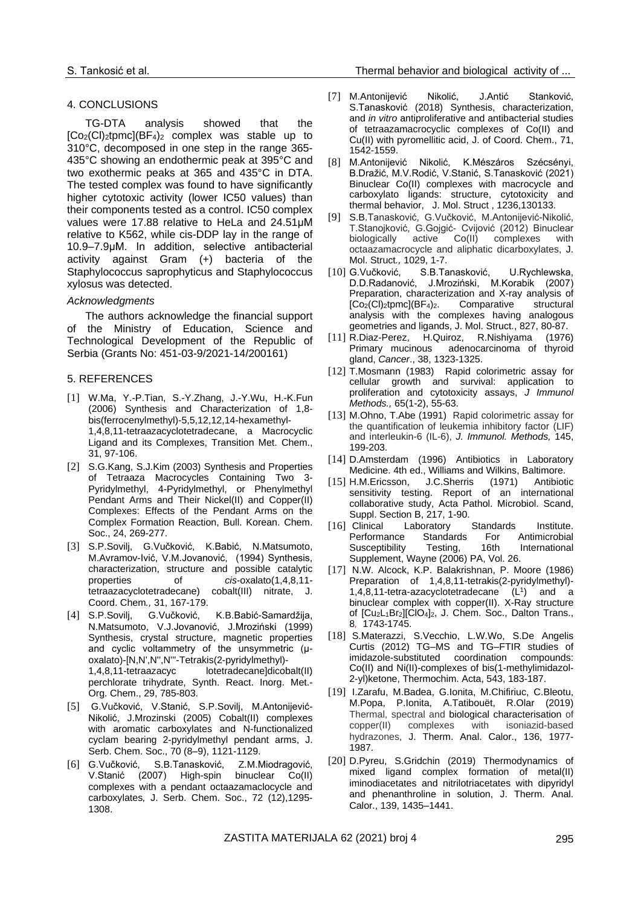## 4. CONCLUSIONS

TG-DTA analysis showed that the $[Co_2(Cl)_2tpmc](BF_4)_2$ complex was stable up to 310°C, decomposed in one step in the range 365-435°C showing an endothermic peak at 395°C and two exothermic peaks at 365 and 435°C in DTA. The tested complex was found to have significantly higher cytotoxic activity (lower IC50 values) than their components tested as a control. IC50 complex values were 17.88 relative to HeLa and 24.51μM relative to K562, while cis-DDP lay in the range of 10.9–7.9μM. In addition, selective antibacterial activity against Gram (+) bacteria of the Staphylococcus saprophyticus and Staphylococcus xylosus was detected.

*Acknowledgments*

The authors acknowledge the financial support of the Ministry of Education, Science and Technological Development of the Republic of Serbia (Grants No: 451-03-9/2021-14/200161)

## 5. REFERENCES

[1] W.Ma, Y.-P.Tian, S.-Y.Zhang, J.-Y.Wu, H.-K.Fun (2006) Synthesis and Characterization of 1,8-bis(ferrocenylmethyl)-5,5,12,12,14-hexamethyl-1,4,8,11-tetraazacyclotetradecane, a Macrocyclic Ligand and its Complexes, Transition Met. Chem., 31, 97-106.

[2] S.G.Kang, S.J.Kim (2003) Synthesis and Properties of Tetraaza Macrocycles Containing Two 3-Pyridylmethyl, 4-Pyridylmethyl, or Phenylmethyl Pendant Arms and Their Nickel(II) and Copper(II) Complexes: Effects of the Pendant Arms on the Complex Formation Reaction, Bull. Korean. Chem. Soc., 24, 269-277.

[3] S.P.Sovilj, G.Vučković, K.Babić, N.Matsumoto, M.Avramov-Ivić, V.M.Jovanović, (1994) Synthesis, characterization, structure and possible catalytic properties of *cis*-oxalato(1,4,8,11-tetraazacyclotetradecane) cobalt(III) nitrate, J. Coord. Chem*.,* 31, 167-179.

[4] S.P.Sovilj, G.Vučković, K.B.Babić-Samardžija, N.Matsumoto, V.J.Jovanović, J.Mroziński (1999) Synthesis, crystal structure, magnetic properties and cyclic voltammetry of the unsymmetric (μ-oxalato)-[N,N',N'',N'''-Tetrakis(2-pyridylmethyl)-1,4,8,11-tetraazacyc lotetradecane]dicobalt(II) perchlorate trihydrate, Synth. React. Inorg. Met.-Org. Chem., 29, 785-803.

[5] G.Vučković, V.Stanić, S.P.Sovilj, M.Antonijević-Nikolić, J.Mrozinski (2005) Cobalt(II) complexes with aromatic carboxylates and N-functionalized cyclam bearing 2-pyridylmethyl pendant arms, J. Serb. Chem. Soc., 70 (8–9), 1121-1129.

[6] G.Vučković, S.B.Tanasković, Z.M.Miodragović, V.Stanić (2007) High-spin binuclear Co(II) complexes with a pendant octaazamaclocycle and carboxylates*,* J. Serb. Chem. Soc., 72 (12),1295-1308.

[7] M.Antonijević Nikolić, J.Antić Stanković, S.Tanasković (2018) Synthesis, characterization, and *in vitro* antiproliferative and antibacterial studies of tetraazamacrocyclic complexes of Co(II) and Cu(II) with pyromellitic acid, J. of Coord. Chem., 71, 1542-1559.

[8] M.Antonijević Nikolić, K.Mészáros Szécsényi, B.Dražić, M.V.Rodić, V.Stanić, S.Tanasković (2021) Binuclear Co(II) complexes with macrocycle and carboxylato ligands: structure, cytotoxicity and thermal behavior, J. Mol. Struct , 1236,130133.

[9] S.B.Tanasković, G.Vučković, M.Antonijević-Nikolić, T.Stanojković, G.Gojgić- Cvijović (2012) Binuclear biologically active Co(II) complexes with octaazamacrocycle and aliphatic dicarboxylates, J. Mol. Struct., 1029, 1-7.

[10] G.Vučković, S.B.Tanasković, U.Rychlewska, D.D.Radanović, J.Mroziński, M.Korabik (2007) Preparation, characterization and X-ray analysis of $[Co_2(Cl)_2tpmc](BF_4)_2$. Comparative structural analysis with the complexes having analogous geometries and ligands, J. Mol. Struct., 827, 80-87.

[11] R.Diaz-Perez, H.Quiroz, R.Nishiyama (1976) Primary mucinous adenocarcinoma of thyroid gland, *Cancer*., 38, 1323-1325.

[12] T.Mosmann (1983) Rapid colorimetric assay for cellular growth and survival: application to proliferation and cytotoxicity assays, *J Immunol Methods.,* 65(1-2), 55-63.

[13] M.Ohno, T.Abe (1991) Rapid colorimetric assay for the quantification of leukemia inhibitory factor (LIF) and interleukin-6 (IL-6), *J. Immunol. Methods,* 145, 199-203.

[14] D.Amsterdam (1996) Antibiotics in Laboratory Medicine. 4th ed., Williams and Wilkins, Baltimore.

[15] H.M.Ericsson, J.C.Sherris (1971) Antibiotic sensitivity testing. Report of an international collaborative study, Acta Pathol. Microbiol. Scand, Suppl. Section B, 217, 1-90.

[16] Clinical Laboratory Standards Institute. Performance Standards For Antimicrobial Susceptibility Testing, 16th International Supplement, Wayne (2006) PA, Vol. 26.

[17] N.W. Alcock, K.P. Balakrishnan, P. Moore (1986) Preparation of 1,4,8,11-tetrakis(2-pyridylmethyl)-1,4,8,11-tetra-azacyclotetradecane ($L^1$) and a binuclear complex with copper(II). X-Ray structure of $[Cu_2L_1Br_2][ClO_4]_2$, J. Chem. Soc., Dalton Trans., 8*,* 1743-1745.

[18] S.Materazzi, S.Vecchio, L.W.Wo, S.De Angelis Curtis (2012) TG–MS and TG–FTIR studies of imidazole-substituted coordination compounds: Co(II) and Ni(II)-complexes of bis(1-methylimidazol-2-yl)ketone, Thermochim. Acta, 543, 183-187.

[19] I.Zarafu, M.Badea, G.Ionita, M.Chifiriuc, C.Bleotu, M.Popa, P.Ionita, A.Tatibouët, R.Olar (2019) Thermal, spectral and biological characterisation of copper(II) complexes with isoniazid-based hydrazones, J. Therm. Anal. Calor., 136, 1977-1987.

[20] D.Pyreu, S.Gridchin (2019) Thermodynamics of mixed ligand complex formation of metal(II) iminodiacetates and nitrilotriacetates with dipyridyl and phenanthroline in solution, J. Therm. Anal. Calor., 139, 1435–1441.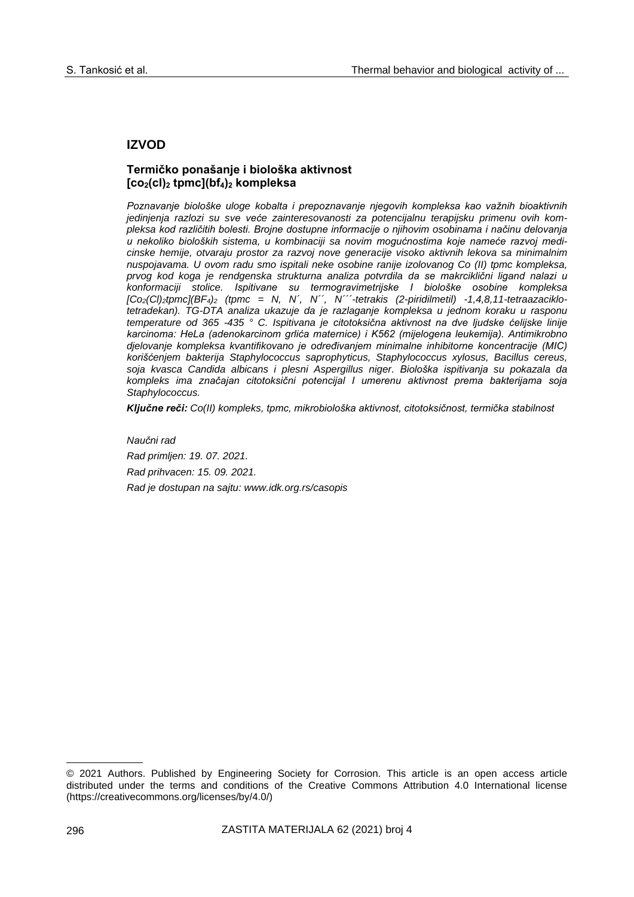## IZVOD

### Termičko ponašanje i biološka aktivnost $[co_2(cl)_2$ tpmc$](bf_4)_2$ kompleksa

*Poznavanje biološke uloge kobalta i prepoznavanje njegovih kompleksa kao važnih bioaktivnih jedinjenja razlozi su sve veće zainteresovanosti za potencijalnu terapijsku primenu ovih kompleksa kod različitih bolesti. Brojne dostupne informacije o njihovim osobinama i načinu delovanja u nekoliko bioloških sistema, u kombinaciji sa novim mogućnostima koje nameće razvoj medicinske hemije, otvaraju prostor za razvoj nove generacije visoko aktivnih lekova sa minimalnim nuspojavama. U ovom radu smo ispitali neke osobine ranije izolovanog Co (II) tpmc kompleksa, prvog kod koga je rendgenska strukturna analiza potvrdila da se makrciklični ligand nalazi u konformaciji stolice. Ispitivane su termogravimetrijske I biološke osobine kompleksa $[Co_2(Cl)_2tpmc](BF_4)_2$ (tpmc = N, N´, N´´, N´´´-tetrakis (2-piridilmetil) -1,4,8,11-tetraazaciklotetradekan). TG-DTA analiza ukazuje da je razlaganje kompleksa u jednom koraku u rasponu temperature od 365 -435 ° C. Ispitivana je citotoksična aktivnost na dve ljudske ćelijske linije karcinoma: HeLa (adenokarcinom grlića materice) i K562 (mijelogena leukemija). Antimikrobno djelovanje kompleksa kvantifikovano je određivanjem minimalne inhibitorne koncentracije (MIC) korišćenjem bakterija Staphylococcus saprophyticus, Staphylococcus xylosus, Bacillus cereus, soja kvasca Candida albicans i plesni Aspergillus niger. Biološka ispitivanja su pokazala da kompleks ima značajan citotoksični potencijal I umerenu aktivnost prema bakterijama soja Staphylococcus.*

***Ključne reči:*** *Co(II) kompleks, tpmc, mikrobiološka aktivnost, citotoksičnost, termička stabilnost*

*Naučni rad*

*Rad primljen: 19. 07. 2021.*

*Rad prihvacen: 15. 09. 2021.*

*Rad je dostupan na sajtu: www.idk.org.rs/casopis*

© 2021 Authors. Published by Engineering Society for Corrosion. This article is an open access article distributed under the terms and conditions of the Creative Commons Attribution 4.0 International license (https://creativecommons.org/licenses/by/4.0/)